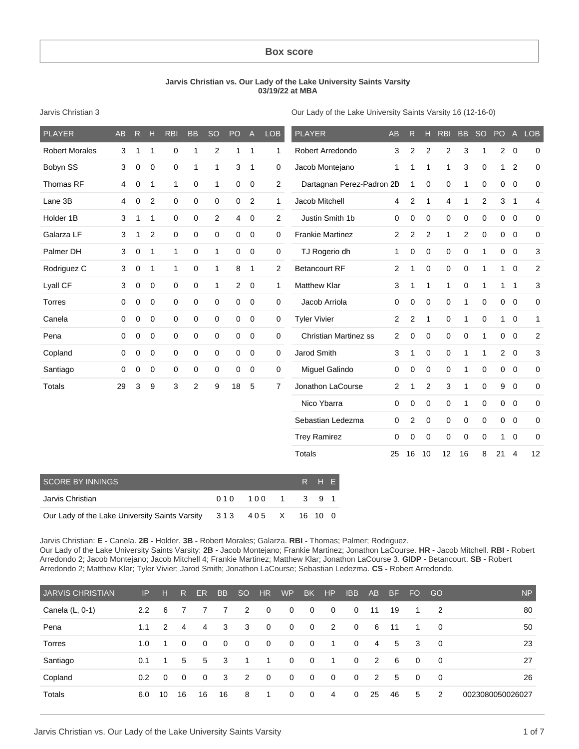## Box score

**Jarvis Christian vs. Our Lady of the Lake University Saints Varsity**
**03/19/22 at MBA**

Jarvis Christian 3

| PLAYER | AB | R | H | RBI | BB | SO | PO | A | LOB |
|---|---|---|---|---|---|---|---|---|---|
| Robert Morales | 3 | 1 | 1 | 0 | 1 | 2 | 1 | 1 | 1 |
| Bobyn SS | 3 | 0 | 0 | 0 | 1 | 1 | 3 | 1 | 0 |
| Thomas RF | 4 | 0 | 1 | 1 | 0 | 1 | 0 | 0 | 2 |
| Lane 3B | 4 | 0 | 2 | 0 | 0 | 0 | 0 | 2 | 1 |
| Holder 1B | 3 | 1 | 1 | 0 | 0 | 2 | 4 | 0 | 2 |
| Galarza LF | 3 | 1 | 2 | 0 | 0 | 0 | 0 | 0 | 0 |
| Palmer DH | 3 | 0 | 1 | 1 | 0 | 1 | 0 | 0 | 0 |
| Rodriguez C | 3 | 0 | 1 | 1 | 0 | 1 | 8 | 1 | 2 |
| Lyall CF | 3 | 0 | 0 | 0 | 0 | 1 | 2 | 0 | 1 |
| Torres | 0 | 0 | 0 | 0 | 0 | 0 | 0 | 0 | 0 |
| Canela | 0 | 0 | 0 | 0 | 0 | 0 | 0 | 0 | 0 |
| Pena | 0 | 0 | 0 | 0 | 0 | 0 | 0 | 0 | 0 |
| Copland | 0 | 0 | 0 | 0 | 0 | 0 | 0 | 0 | 0 |
| Santiago | 0 | 0 | 0 | 0 | 0 | 0 | 0 | 0 | 0 |
| Totals | 29 | 3 | 9 | 3 | 2 | 9 | 18 | 5 | 7 |

Our Lady of the Lake University Saints Varsity 16 (12-16-0)

| PLAYER | AB | R | H | RBI | BB | SO | PO | A | LOB |
|---|---|---|---|---|---|---|---|---|---|
| Robert Arredondo | 3 | 2 | 2 | 2 | 3 | 1 | 2 | 0 | 0 |
| Jacob Montejano | 1 | 1 | 1 | 1 | 3 | 0 | 1 | 2 | 0 |
| Dartagnan Perez-Padron 2b | 0 | 1 | 0 | 0 | 1 | 0 | 0 | 0 | 0 |
| Jacob Mitchell | 4 | 2 | 1 | 4 | 1 | 2 | 3 | 1 | 4 |
| Justin Smith 1b | 0 | 0 | 0 | 0 | 0 | 0 | 0 | 0 | 0 |
| Frankie Martinez | 2 | 2 | 2 | 1 | 2 | 0 | 0 | 0 | 0 |
| TJ Rogerio dh | 1 | 0 | 0 | 0 | 0 | 1 | 0 | 0 | 3 |
| Betancourt RF | 2 | 1 | 0 | 0 | 0 | 1 | 1 | 0 | 2 |
| Matthew Klar | 3 | 1 | 1 | 1 | 0 | 1 | 1 | 1 | 3 |
| Jacob Arriola | 0 | 0 | 0 | 0 | 1 | 0 | 0 | 0 | 0 |
| Tyler Vivier | 2 | 2 | 1 | 0 | 1 | 0 | 1 | 0 | 1 |
| Christian Martinez ss | 2 | 0 | 0 | 0 | 0 | 1 | 0 | 0 | 2 |
| Jarod Smith | 3 | 1 | 0 | 0 | 1 | 1 | 2 | 0 | 3 |
| Miguel Galindo | 0 | 0 | 0 | 0 | 1 | 0 | 0 | 0 | 0 |
| Jonathon LaCourse | 2 | 1 | 2 | 3 | 1 | 0 | 9 | 0 | 0 |
| Nico Ybarra | 0 | 0 | 0 | 0 | 1 | 0 | 0 | 0 | 0 |
| Sebastian Ledezma | 0 | 2 | 0 | 0 | 0 | 0 | 0 | 0 | 0 |
| Trey Ramirez | 0 | 0 | 0 | 0 | 0 | 0 | 1 | 0 | 0 |
| Totals | 25 | 16 | 10 | 12 | 16 | 8 | 21 | 4 | 12 |

| SCORE BY INNINGS | | | | R | H | E |
|---|---|---|---|---|---|---|
| Jarvis Christian | 010 | 100 | 1 | 3 | 9 | 1 |
| Our Lady of the Lake University Saints Varsity | 313 | 405 | X | 16 | 10 | 0 |

Jarvis Christian: **E -** Canela. **2B -** Holder. **3B -** Robert Morales; Galarza. **RBI -** Thomas; Palmer; Rodriguez.
Our Lady of the Lake University Saints Varsity: **2B -** Jacob Montejano; Frankie Martinez; Jonathon LaCourse. **HR -** Jacob Mitchell. **RBI -** Robert Arredondo 2; Jacob Montejano; Jacob Mitchell 4; Frankie Martinez; Matthew Klar; Jonathon LaCourse 3. **GIDP -** Betancourt. **SB -** Robert Arredondo 2; Matthew Klar; Tyler Vivier; Jarod Smith; Jonathon LaCourse; Sebastian Ledezma. **CS -** Robert Arredondo.

| JARVIS CHRISTIAN | IP | H | R | ER | BB | SO | HR | WP | BK | HP | IBB | AB | BF | FO | GO | NP |
|---|---|---|---|---|---|---|---|---|---|---|---|---|---|---|---|---|
| Canela (L, 0-1) | 2.2 | 6 | 7 | 7 | 7 | 2 | 0 | 0 | 0 | 0 | 0 | 11 | 19 | 1 | 2 | 80 |
| Pena | 1.1 | 2 | 4 | 4 | 3 | 3 | 0 | 0 | 0 | 2 | 0 | 6 | 11 | 1 | 0 | 50 |
| Torres | 1.0 | 1 | 0 | 0 | 0 | 0 | 0 | 0 | 0 | 1 | 0 | 4 | 5 | 3 | 0 | 23 |
| Santiago | 0.1 | 1 | 5 | 5 | 3 | 1 | 1 | 0 | 0 | 1 | 0 | 2 | 6 | 0 | 0 | 27 |
| Copland | 0.2 | 0 | 0 | 0 | 3 | 2 | 0 | 0 | 0 | 0 | 0 | 2 | 5 | 0 | 0 | 26 |
| Totals | 6.0 | 10 | 16 | 16 | 16 | 8 | 1 | 0 | 0 | 4 | 0 | 25 | 46 | 5 | 2 | 0023080050026027 |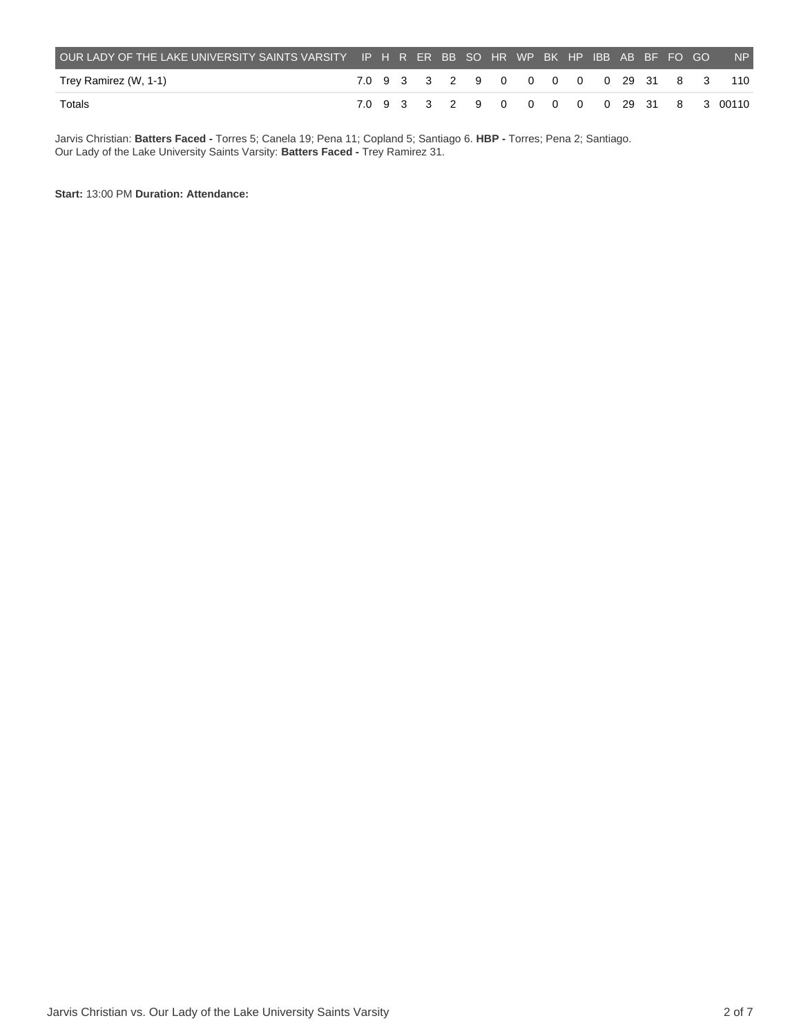| OUR LADY OF THE LAKE UNIVERSITY SAINTS VARSITY | IP | H | R | ER | BB | SO | HR | WP | BK | HP | IBB | AB | BF | FO | GO | NP |
|---|---|---|---|---|---|---|---|---|---|---|---|---|---|---|---|---|
| Trey Ramirez (W, 1-1) | 7.0 | 9 | 3 | 3 | 2 | 9 | 0 | 0 | 0 | 0 | 0 | 29 | 31 | 8 | 3 | 110 |
| Totals | 7.0 | 9 | 3 | 3 | 2 | 9 | 0 | 0 | 0 | 0 | 0 | 29 | 31 | 8 | 3 | 00110 |

Jarvis Christian: **Batters Faced -** Torres 5; Canela 19; Pena 11; Copland 5; Santiago 6. **HBP -** Torres; Pena 2; Santiago.
Our Lady of the Lake University Saints Varsity: **Batters Faced -** Trey Ramirez 31.

**Start:** 13:00 PM **Duration: Attendance:**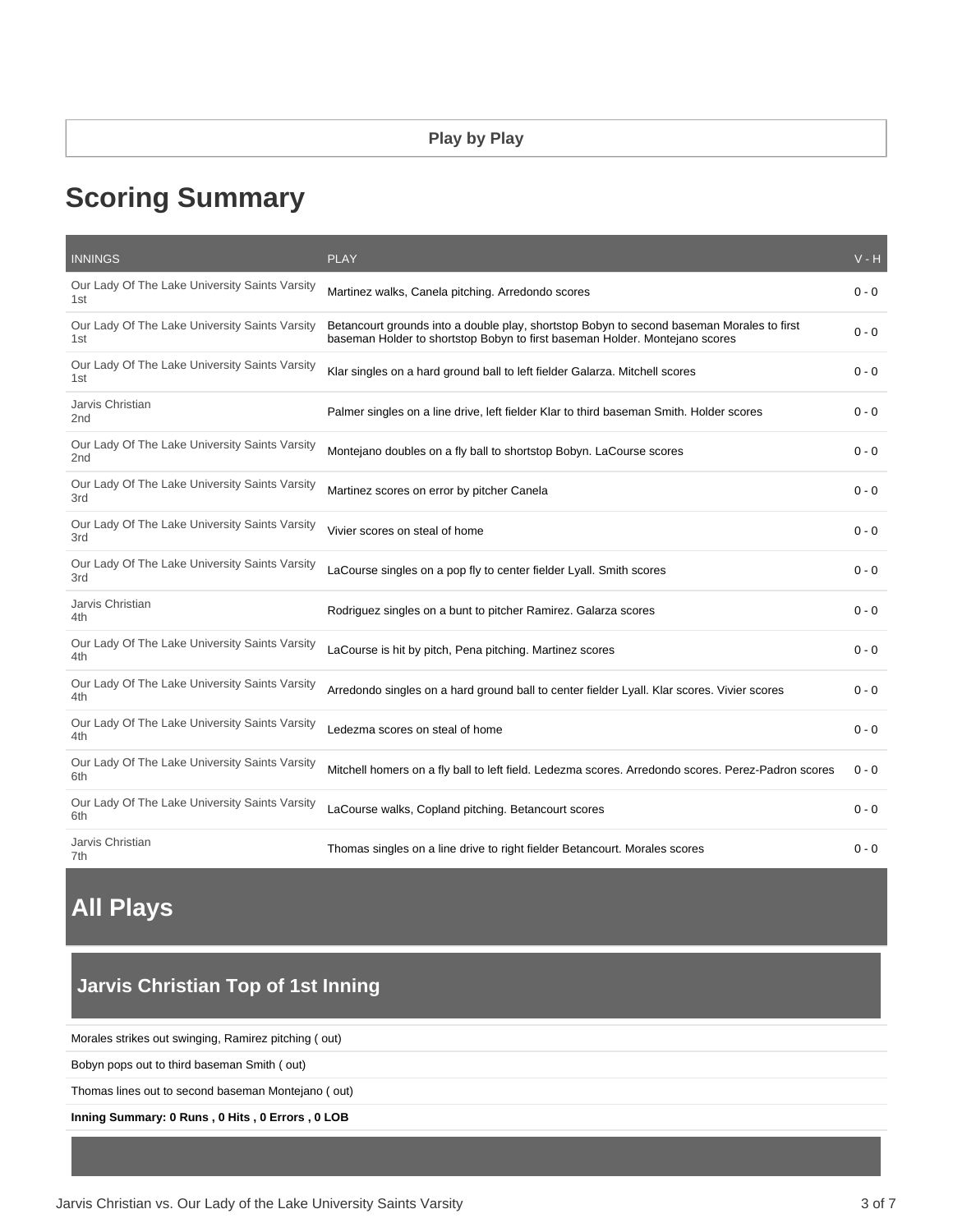Play by Play

# Scoring Summary

| INNINGS | PLAY | V - H |
|---|---|---|
| Our Lady Of The Lake University Saints Varsity 1st | Martinez walks, Canela pitching. Arredondo scores | 0 - 0 |
| Our Lady Of The Lake University Saints Varsity 1st | Betancourt grounds into a double play, shortstop Bobyn to second baseman Morales to first baseman Holder to shortstop Bobyn to first baseman Holder. Montejano scores | 0 - 0 |
| Our Lady Of The Lake University Saints Varsity 1st | Klar singles on a hard ground ball to left fielder Galarza. Mitchell scores | 0 - 0 |
| Jarvis Christian 2nd | Palmer singles on a line drive, left fielder Klar to third baseman Smith. Holder scores | 0 - 0 |
| Our Lady Of The Lake University Saints Varsity 2nd | Montejano doubles on a fly ball to shortstop Bobyn. LaCourse scores | 0 - 0 |
| Our Lady Of The Lake University Saints Varsity 3rd | Martinez scores on error by pitcher Canela | 0 - 0 |
| Our Lady Of The Lake University Saints Varsity 3rd | Vivier scores on steal of home | 0 - 0 |
| Our Lady Of The Lake University Saints Varsity 3rd | LaCourse singles on a pop fly to center fielder Lyall. Smith scores | 0 - 0 |
| Jarvis Christian 4th | Rodriguez singles on a bunt to pitcher Ramirez. Galarza scores | 0 - 0 |
| Our Lady Of The Lake University Saints Varsity 4th | LaCourse is hit by pitch, Pena pitching. Martinez scores | 0 - 0 |
| Our Lady Of The Lake University Saints Varsity 4th | Arredondo singles on a hard ground ball to center fielder Lyall. Klar scores. Vivier scores | 0 - 0 |
| Our Lady Of The Lake University Saints Varsity 4th | Ledezma scores on steal of home | 0 - 0 |
| Our Lady Of The Lake University Saints Varsity 6th | Mitchell homers on a fly ball to left field. Ledezma scores. Arredondo scores. Perez-Padron scores | 0 - 0 |
| Our Lady Of The Lake University Saints Varsity 6th | LaCourse walks, Copland pitching. Betancourt scores | 0 - 0 |
| Jarvis Christian 7th | Thomas singles on a line drive to right fielder Betancourt. Morales scores | 0 - 0 |

# All Plays

## Jarvis Christian Top of 1st Inning

Morales strikes out swinging, Ramirez pitching ( out)

Bobyn pops out to third baseman Smith ( out)

Thomas lines out to second baseman Montejano ( out)

**Inning Summary: 0 Runs , 0 Hits , 0 Errors , 0 LOB**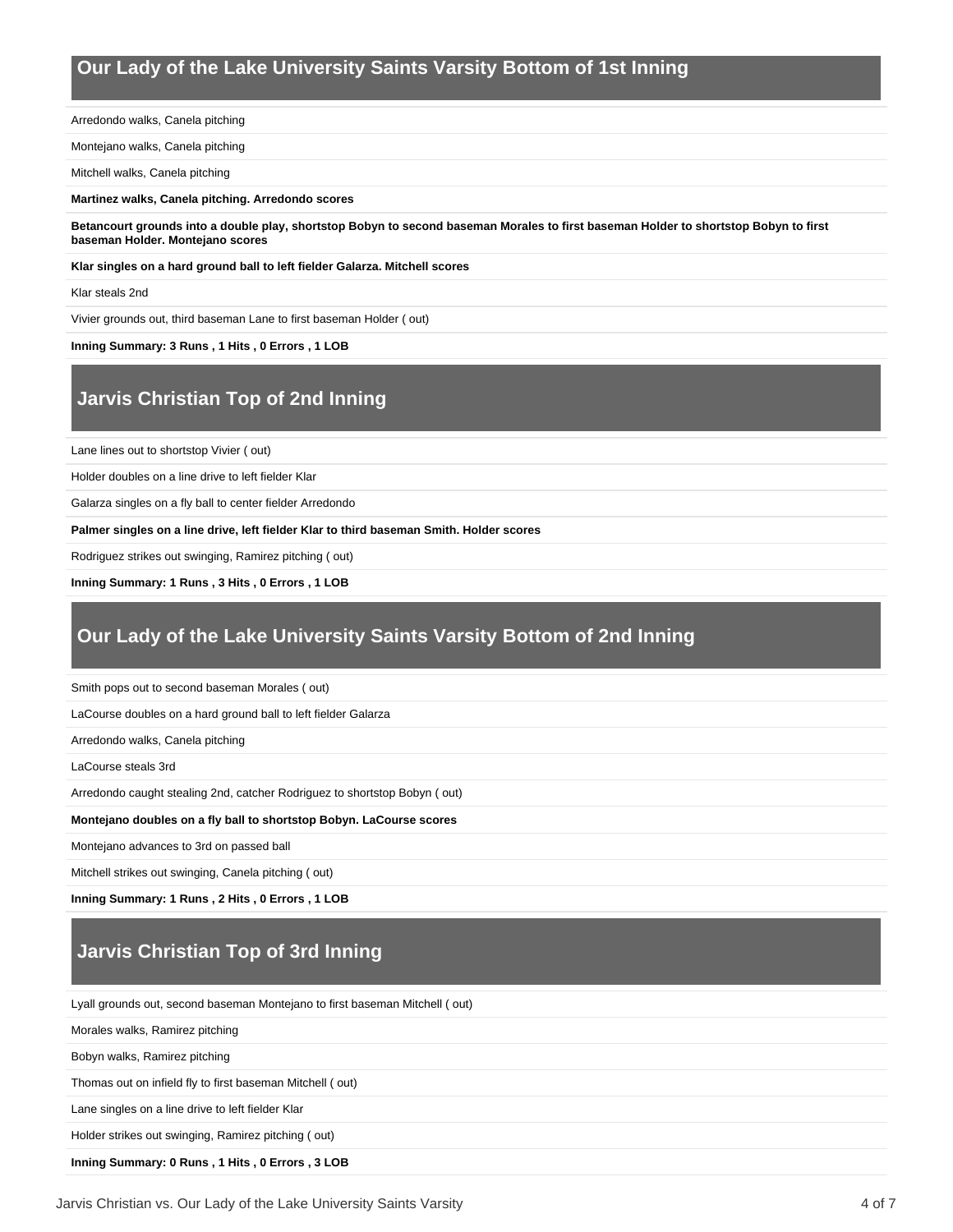## Our Lady of the Lake University Saints Varsity Bottom of 1st Inning

Arredondo walks, Canela pitching

Montejano walks, Canela pitching

Mitchell walks, Canela pitching

**Martinez walks, Canela pitching. Arredondo scores**

**Betancourt grounds into a double play, shortstop Bobyn to second baseman Morales to first baseman Holder to shortstop Bobyn to first baseman Holder. Montejano scores**

**Klar singles on a hard ground ball to left fielder Galarza. Mitchell scores**

Klar steals 2nd

Vivier grounds out, third baseman Lane to first baseman Holder ( out)

**Inning Summary: 3 Runs , 1 Hits , 0 Errors , 1 LOB**

## Jarvis Christian Top of 2nd Inning

Lane lines out to shortstop Vivier ( out)

Holder doubles on a line drive to left fielder Klar

Galarza singles on a fly ball to center fielder Arredondo

**Palmer singles on a line drive, left fielder Klar to third baseman Smith. Holder scores**

Rodriguez strikes out swinging, Ramirez pitching ( out)

**Inning Summary: 1 Runs , 3 Hits , 0 Errors , 1 LOB**

## Our Lady of the Lake University Saints Varsity Bottom of 2nd Inning

Smith pops out to second baseman Morales ( out)

LaCourse doubles on a hard ground ball to left fielder Galarza

Arredondo walks, Canela pitching

LaCourse steals 3rd

Arredondo caught stealing 2nd, catcher Rodriguez to shortstop Bobyn ( out)

**Montejano doubles on a fly ball to shortstop Bobyn. LaCourse scores**

Montejano advances to 3rd on passed ball

Mitchell strikes out swinging, Canela pitching ( out)

**Inning Summary: 1 Runs , 2 Hits , 0 Errors , 1 LOB**

## Jarvis Christian Top of 3rd Inning

Lyall grounds out, second baseman Montejano to first baseman Mitchell ( out)

Morales walks, Ramirez pitching

Bobyn walks, Ramirez pitching

Thomas out on infield fly to first baseman Mitchell ( out)

Lane singles on a line drive to left fielder Klar

Holder strikes out swinging, Ramirez pitching ( out)

**Inning Summary: 0 Runs , 1 Hits , 0 Errors , 3 LOB**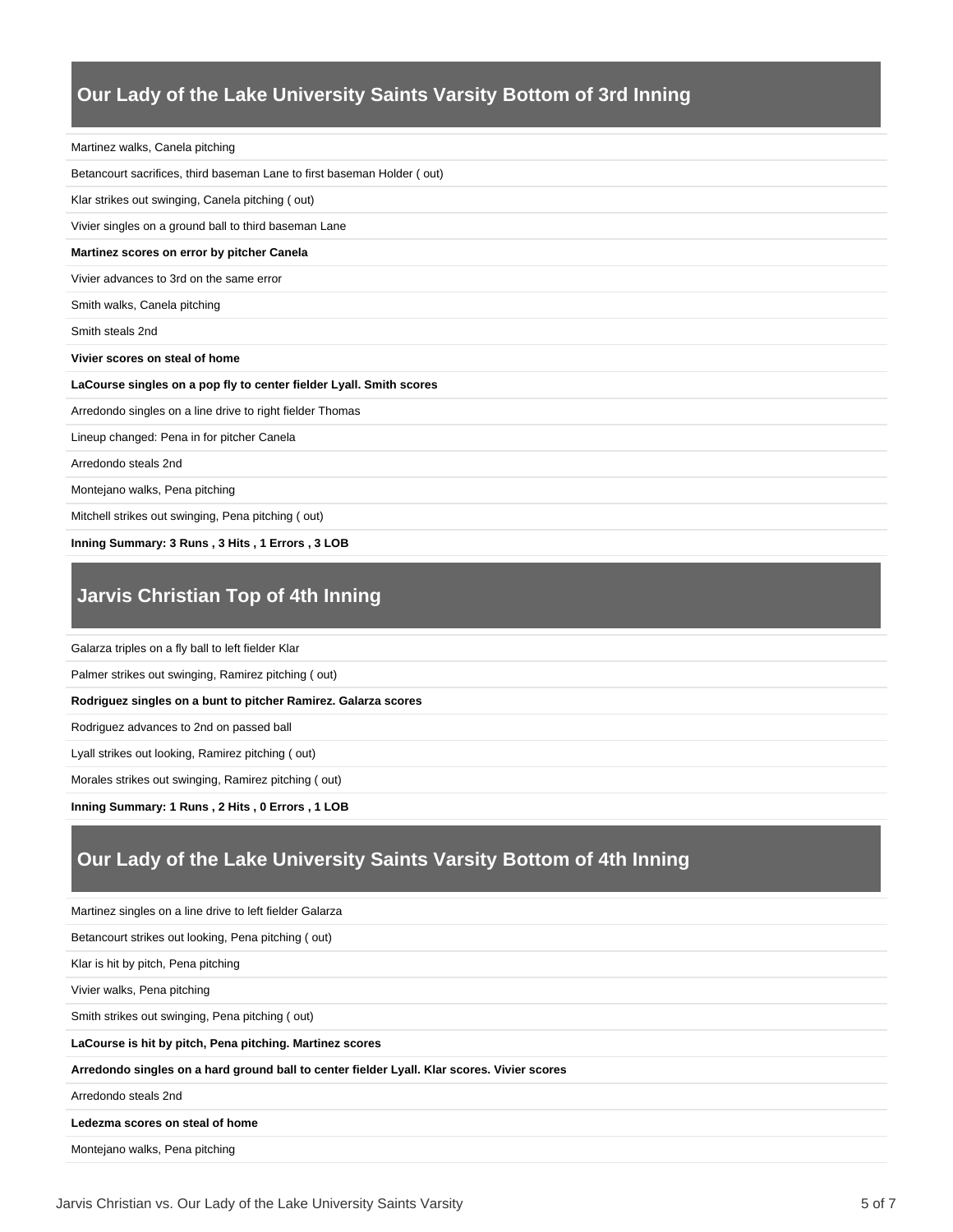## Our Lady of the Lake University Saints Varsity Bottom of 3rd Inning

Martinez walks, Canela pitching

Betancourt sacrifices, third baseman Lane to first baseman Holder ( out)

Klar strikes out swinging, Canela pitching ( out)

Vivier singles on a ground ball to third baseman Lane

**Martinez scores on error by pitcher Canela**

Vivier advances to 3rd on the same error

Smith walks, Canela pitching

Smith steals 2nd

**Vivier scores on steal of home**

**LaCourse singles on a pop fly to center fielder Lyall. Smith scores**

Arredondo singles on a line drive to right fielder Thomas

Lineup changed: Pena in for pitcher Canela

Arredondo steals 2nd

Montejano walks, Pena pitching

Mitchell strikes out swinging, Pena pitching ( out)

**Inning Summary: 3 Runs , 3 Hits , 1 Errors , 3 LOB**

## Jarvis Christian Top of 4th Inning

Galarza triples on a fly ball to left fielder Klar

Palmer strikes out swinging, Ramirez pitching ( out)

**Rodriguez singles on a bunt to pitcher Ramirez. Galarza scores**

Rodriguez advances to 2nd on passed ball

Lyall strikes out looking, Ramirez pitching ( out)

Morales strikes out swinging, Ramirez pitching ( out)

**Inning Summary: 1 Runs , 2 Hits , 0 Errors , 1 LOB**

## Our Lady of the Lake University Saints Varsity Bottom of 4th Inning

Martinez singles on a line drive to left fielder Galarza

Betancourt strikes out looking, Pena pitching ( out)

Klar is hit by pitch, Pena pitching

Vivier walks, Pena pitching

Smith strikes out swinging, Pena pitching ( out)

**LaCourse is hit by pitch, Pena pitching. Martinez scores**

**Arredondo singles on a hard ground ball to center fielder Lyall. Klar scores. Vivier scores**

Arredondo steals 2nd

**Ledezma scores on steal of home**

Montejano walks, Pena pitching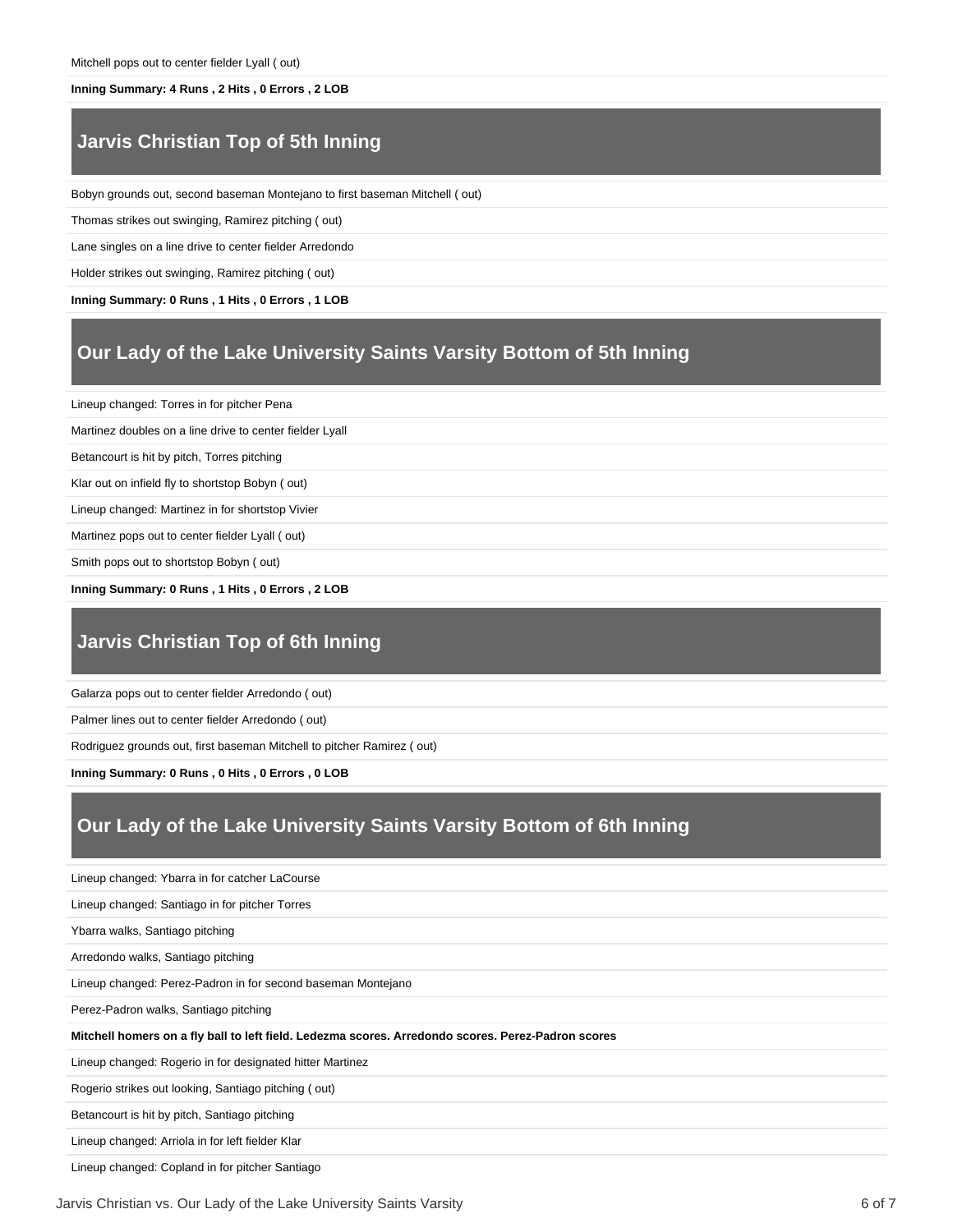Mitchell pops out to center fielder Lyall ( out)

**Inning Summary: 4 Runs , 2 Hits , 0 Errors , 2 LOB**

## Jarvis Christian Top of 5th Inning

Bobyn grounds out, second baseman Montejano to first baseman Mitchell ( out)

Thomas strikes out swinging, Ramirez pitching ( out)

Lane singles on a line drive to center fielder Arredondo

Holder strikes out swinging, Ramirez pitching ( out)

**Inning Summary: 0 Runs , 1 Hits , 0 Errors , 1 LOB**

## Our Lady of the Lake University Saints Varsity Bottom of 5th Inning

Lineup changed: Torres in for pitcher Pena

Martinez doubles on a line drive to center fielder Lyall

Betancourt is hit by pitch, Torres pitching

Klar out on infield fly to shortstop Bobyn ( out)

Lineup changed: Martinez in for shortstop Vivier

Martinez pops out to center fielder Lyall ( out)

Smith pops out to shortstop Bobyn ( out)

**Inning Summary: 0 Runs , 1 Hits , 0 Errors , 2 LOB**

## Jarvis Christian Top of 6th Inning

Galarza pops out to center fielder Arredondo ( out)

Palmer lines out to center fielder Arredondo ( out)

Rodriguez grounds out, first baseman Mitchell to pitcher Ramirez ( out)

**Inning Summary: 0 Runs , 0 Hits , 0 Errors , 0 LOB**

## Our Lady of the Lake University Saints Varsity Bottom of 6th Inning

Lineup changed: Ybarra in for catcher LaCourse

Lineup changed: Santiago in for pitcher Torres

Ybarra walks, Santiago pitching

Arredondo walks, Santiago pitching

Lineup changed: Perez-Padron in for second baseman Montejano

Perez-Padron walks, Santiago pitching

**Mitchell homers on a fly ball to left field. Ledezma scores. Arredondo scores. Perez-Padron scores**

Lineup changed: Rogerio in for designated hitter Martinez

Rogerio strikes out looking, Santiago pitching ( out)

Betancourt is hit by pitch, Santiago pitching

Lineup changed: Arriola in for left fielder Klar

Lineup changed: Copland in for pitcher Santiago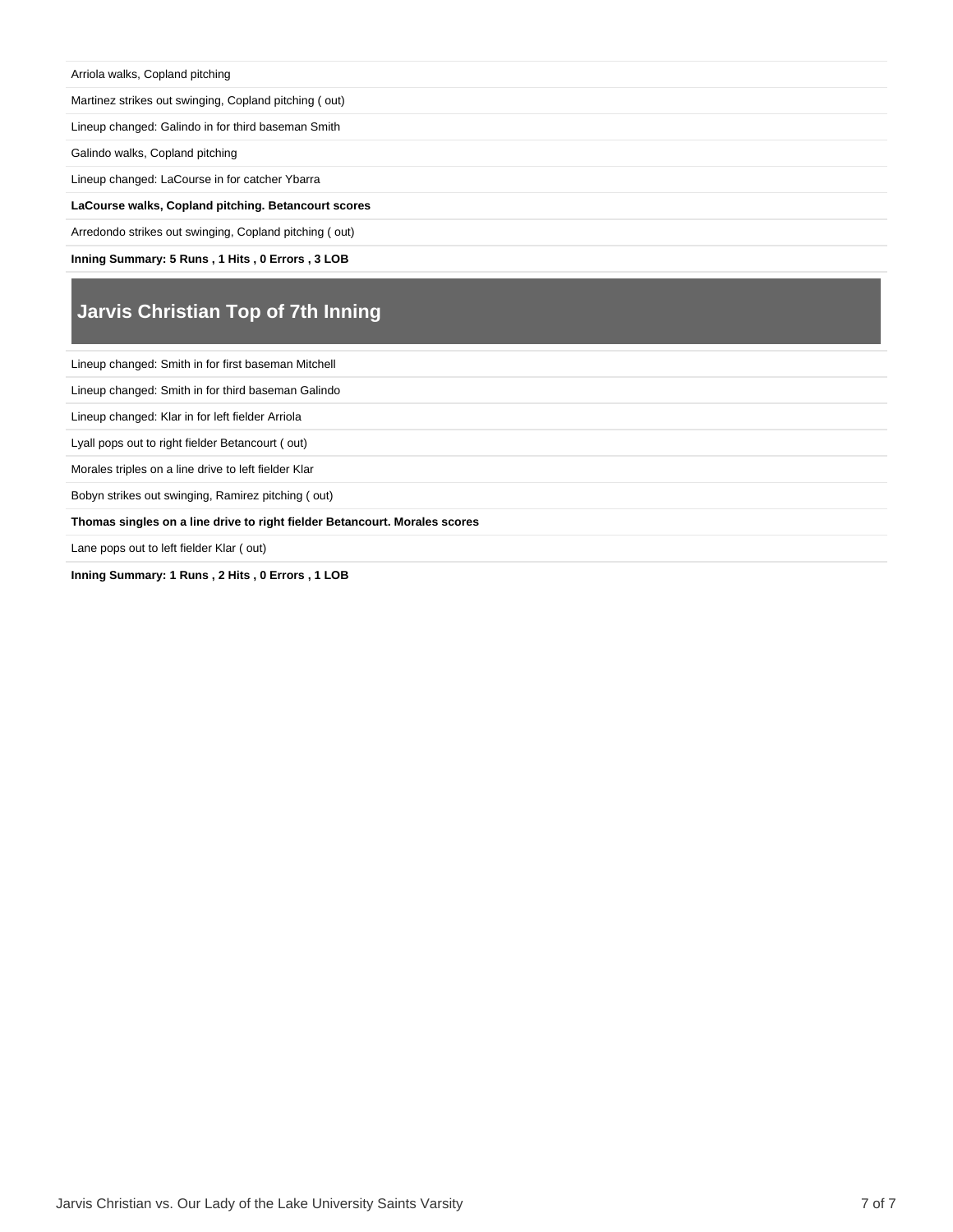Arriola walks, Copland pitching

Martinez strikes out swinging, Copland pitching ( out)

Lineup changed: Galindo in for third baseman Smith

Galindo walks, Copland pitching

Lineup changed: LaCourse in for catcher Ybarra

**LaCourse walks, Copland pitching. Betancourt scores**

Arredondo strikes out swinging, Copland pitching ( out)

**Inning Summary: 5 Runs , 1 Hits , 0 Errors , 3 LOB**

## Jarvis Christian Top of 7th Inning

Lineup changed: Smith in for first baseman Mitchell

Lineup changed: Smith in for third baseman Galindo

Lineup changed: Klar in for left fielder Arriola

Lyall pops out to right fielder Betancourt ( out)

Morales triples on a line drive to left fielder Klar

Bobyn strikes out swinging, Ramirez pitching ( out)

**Thomas singles on a line drive to right fielder Betancourt. Morales scores**

Lane pops out to left fielder Klar ( out)

**Inning Summary: 1 Runs , 2 Hits , 0 Errors , 1 LOB**